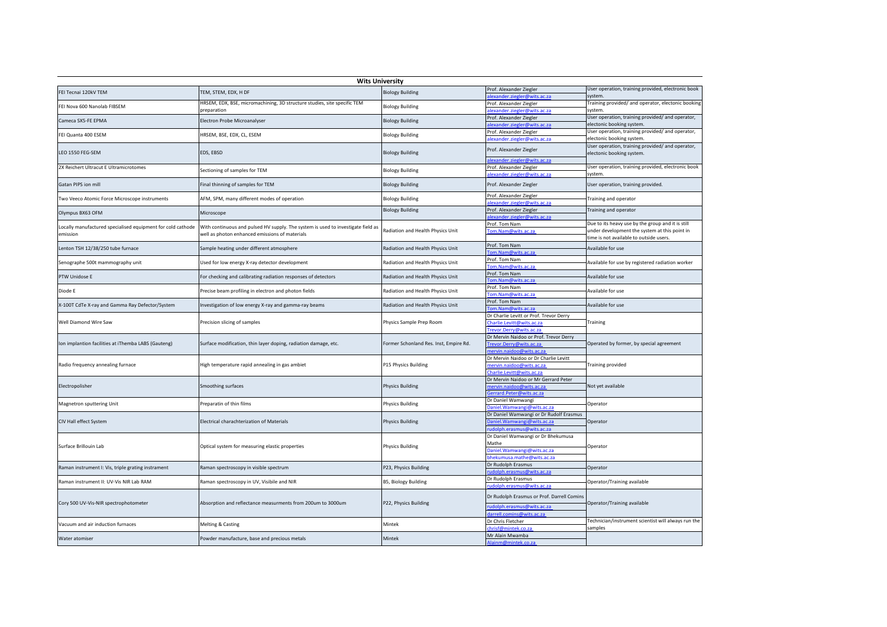| Wits University | | | | |
|---|---|---|---|---|
| FEI Tecnai 120kV TEM | TEM, STEM, EDX, H DF | Biology Building | Prof. Alexander Ziegler alexander.ziegler@wits.ac.za | User operation, training provided, electronic book system. |
| FEI Nova 600 Nanolab FIBSEM | HRSEM, EDX, BSE, micromachining, 3D structure studies, site specific TEM preparation | Biology Building | Prof. Alexander Ziegler alexander.ziegler@wits.ac.za | Training provided/ and operator, electonic booking system. |
| Cameca SX5-FE EPMA | Electron Probe Microanalyser | Biology Building | Prof. Alexander Ziegler alexander.ziegler@wits.ac.za | User operation, training provided/ and operator, electonic booking system. |
| FEI Quanta 400 ESEM | HRSEM, BSE, EDX, CL, ESEM | Biology Building | Prof. Alexander Ziegler alexander.ziegler@wits.ac.za | User operation, training provided/ and operator, electonic booking system. |
| LEO 1550 FEG-SEM | EDS, EBSD | Biology Building | Prof. Alexander Ziegler alexander.ziegler@wits.ac.za | User operation, training provided/ and operator, electonic booking system. |
| 2X Reichert Ultracut E Ultramicrotomes | Sectioning of samples for TEM | Biology Building | Prof. Alexander Ziegler alexander.ziegler@wits.ac.za | User operation, training provided, electronic book system. |
| Gatan PIPS ion mill | Final thinning of samples for TEM | Biology Building | Prof. Alexander Ziegler | User operation, training provided. |
| Two Veeco Atomic Force Microscope instruments | AFM, SPM, many different modes of operation | Biology Building | Prof. Alexander Ziegler alexander.ziegler@wits.ac.za | Training and operator |
| Olympus BX63 OFM | Microscope | Biology Building | Prof. Alexander Ziegler alexander.ziegler@wits.ac.za | Training and operator |
| Locally manufactured specialised equipment for cold cathode emission | With continuous and pulsed HV supply. The system is used to investigate field as well as photon enhanced emissions of materials | Radiation and Health Physics Unit | Prof. Tom Nam Tom.Nam@wits.ac.za | Due to its heavy use by the group and it is still under development the system at this point in time is not available to outside users. |
| Lenton TSH 12/38/250 tube furnace | Sample heating under different atmosphere | Radiation and Health Physics Unit | Prof. Tom Nam Tom.Nam@wits.ac.za | Available for use |
| Senographe 500t mammography unit | Used for low energy X-ray detector development | Radiation and Health Physics Unit | Prof. Tom Nam Tom.Nam@wits.ac.za | Available for use by registered radiation worker |
| PTW Unidose E | For checking and calibrating radiation responses of detectors | Radiation and Health Physics Unit | Prof. Tom Nam Tom.Nam@wits.ac.za | Available for use |
| Diode E | Precise beam profiling in electron and photon fields | Radiation and Health Physics Unit | Prof. Tom Nam Tom.Nam@wits.ac.za | Available for use |
| X-100T CdTe X-ray and Gamma Ray Defector/System | Investigation of low energy X-ray and gamma-ray beams | Radiation and Health Physics Unit | Prof. Tom Nam Tom.Nam@wits.ac.za | Available for use |
| Well Diamond Wire Saw | Precision slicing of samples | Physics Sample Prep Room | Dr Charlie Levitt or Prof. Trevor Derry Charlie.Levitt@wits.ac.za Trevor.Derry@wits.ac.za | Training |
| Ion implantion facilities at iThemba LABS (Gauteng) | Surface modification, thin layer doping, radiation damage, etc. | Former Schonland Res. Inst, Empire Rd. | Dr Mervin Naidoo or Prof. Trevor Derry Trevor.Derry@wits.ac.za mervin.naidoo@wits.ac.za | Operated by former, by special agreement |
| Radio frequency annealing furnace | High temperature rapid annealing in gas ambiet | P15 Physics Building | Dr Mervin Naidoo or Dr Charlie Levitt mervin.naidoo@wits.ac.za Charlie.Levitt@wits.ac.za | Training provided |
| Electropolisher | Smoothing surfaces | Physics Building | Dr Mervin Naidoo or Mr Gerrard Peter mervin.naidoo@wits.ac.za Gerrard.Peter@wits.ac.za | Not yet available |
| Magnetron sputtering Unit | Preparatin of thin films | Physics Building | Dr Daniel Wamwangi Daniel.Wamwangi@wits.ac.za | Operator |
| CIV Hall effect System | Electrical charachterization of Materials | Physics Building | Dr Daniel Wamwangi or Dr Rudolf Erasmus Daniel.Wamwangi@wits.ac.za rudolph.erasmus@wits.ac.za | Operator |
| Surface Brillouin Lab | Optical system for measuring elastic properties | Physics Building | Dr Daniel Wamwangi or Dr Bhekumusa Mathe Daniel.Wamwangi@wits.ac.za bhekumusa.mathe@wits.ac.za | Operator |
| Raman instrument I: Vis, triple grating instrament | Raman spectroscopy in visible spectrum | P23, Physics Building | Dr Rudolph Erasmus rudolph.erasmus@wits.ac.za | Operator |
| Raman instrument II: UV-Vis NIR Lab RAM | Raman spectroscopy in UV, Visibile and NIR | B5, Biology Building | Dr Rudolph Erasmus rudolph.erasmus@wits.ac.za | Operator/Training available |
| Cory 500 UV-Vis-NIR spectrophotometer | Absorption and reflectance measurments from 200um to 3000um | P22, Physics Building | Dr Rudolph Erasmus or Prof. Darrell Comins rudolph.erasmus@wits.ac.za darrell.comins@wits.ac.za | Operator/Training available |
| Vacuum and air induction furnaces | Melting & Casting | Mintek | Dr Chris Fletcher chrisf@mintek.co.za | Technician/instrument scientist will always run the samples |
| Water atomiser | Powder manufacture, base and precious metals | Mintek | Mr Alain Mwamba Alainm@mintek.co.za | |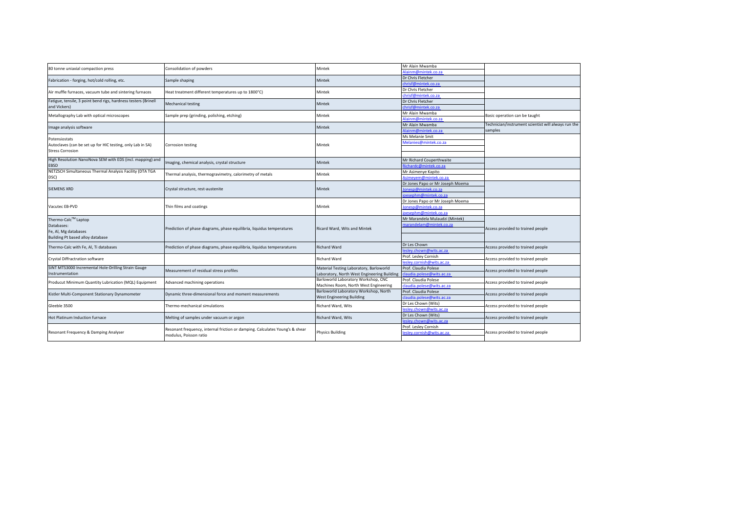| | | | | |
|---|---|---|---|---|
| 80 tonne uniaxial compaction press | Consolidation of powders | Mintek | Mr Alain Mwamba<br>Alainm@mintek.co.za | |
| Fabrication - forging, hot/cold rolling, etc. | Sample shaping | Mintek | Dr Chris Fletcher<br>chrisf@mintek.co.za | |
| Air muffle furnaces, vacuum tube and sintering furnaces | Heat treatment different temperatures up to 1800°C) | Mintek | Dr Chris Fletcher<br>chrisf@mintek.co.za | |
| Fatigue, tensile, 3 point bend rigs, hardness testers (Brinell and Vickers) | Mechanical testing | Mintek | Dr Chris Fletcher<br>chrisf@mintek.co.za | |
| Metallography Lab with optical microscopes | Sample prep (grinding, polishing, etching) | Mintek | Mr Alain Mwamba<br>Alainm@mintek.co.za | Basic operation can be taught |
| Image analysis software | | Mintek | Mr Alain Mwamba<br>Alainm@mintek.co.za | Technician/instrument scientist will always run the samples |
| Potensiostats<br>Autoclaves (can be set up for HIC testing, only Lab in SA)<br>Stress Corrosion | Corrosion testing | Mintek | Ms Melanie Smit<br>Melanies@mintek.co.za | |
| High Resolution NanoNova SEM with EDS (incl. mapping) and EBSD | Imaging, chemical analysis, crystal structure | Mintek | Mr Richard Couperthwaite<br>Richardc@mintek.co.za | |
| NETZSCH Simultaneous Thermal Analysis Facility (DTA TGA DSC) | Thermal analysis, thermogravimetry, calorimetry of metals | Mintek | Mr Asimenye Kapito<br>Asimeyem@mintek.co.za | |
| SIEMENS XRD | Crystal structure, rest-austenite | Mintek | Dr Jones Papo or Mr Joseph Moema<br>Jonesp@mintek.co.za<br>joesephm@mintek.co.za | |
| Vacutec EB-PVD | Thin films and coatings | Mintek | Dr Jones Papo or Mr Joseph Moema<br>Jonesp@mintek.co.za<br>joesephm@mintek.co.za | |
| Thermo-Calc™ Laptop<br>Databases:<br>Fe, Al, Mg databases<br>Building Pt based alloy database | Prediction of phase diagrams, phase equilibria, liquidus temperatures | Ricard Ward, Wits and Mintek | Mr Marandela Mulaudzi (Mintek)<br>marandelam@mintek.co.za | Access provided to trained people |
| Thermo-Calc with Fe, Al, Ti databases | Prediction of phase diagrams, phase equilibria, liquidus temperaratures | Richard Ward | Dr Les Chown<br>lesley.chown@wits.ac.za | Access provided to trained people |
| Crystal Diffractration software | | Richard Ward | Prof. Lesley Cornish<br>lesley.cornish@wits.ac.za | Access provided to trained people |
| SINT MTS3000 Incremental Hole-Drilling Strain Gauge Instrumentation | Measurement of residual stress profiles | Material Testing Laboratory, Barloworld Laboratory, North West Engineering Building | Prof. Claudia Polese<br>claudia.polese@wits.ac.za | Access provided to trained people |
| Producut Minimum Quantity Lubrication (MQL) Equipment | Advanced machining operations | Barloworld Laboratory Workshop, CNC Machines Room, North West Engineering | Prof. Claudia Polese<br>claudia.polese@wits.ac.za | Access provided to trained people |
| Kistler Multi-Component Stationary Dynamometer | Dynamic three-dimensional force and moment measurements | Barloworld Laboratory Workshop, North West Engineering Building | Prof. Claudia Polese<br>claudia.polese@wits.ac.za | Access provided to trained people |
| Gleeble 3500 | Thermo-mechanical simulations | Richard Ward, Wits | Dr Les Chown (Wits)<br>lesley.chown@wits.ac.za | Access provided to trained people |
| Hot Platinum Induction furnace | Melting of samples under vacuum or argon | Richard Ward, Wits | Dr Les Chown (Wits)<br>lesley.chown@wits.ac.za | Access provided to trained people |
| Resonant Frequency & Damping Analyser | Resonant frequency, internal friction or damping. Calculates Young's & shear modulus, Poisson ratio | Physics Building | Prof. Lesley Cornish<br>lesley.cornish@wits.ac.za | Access provided to trained people |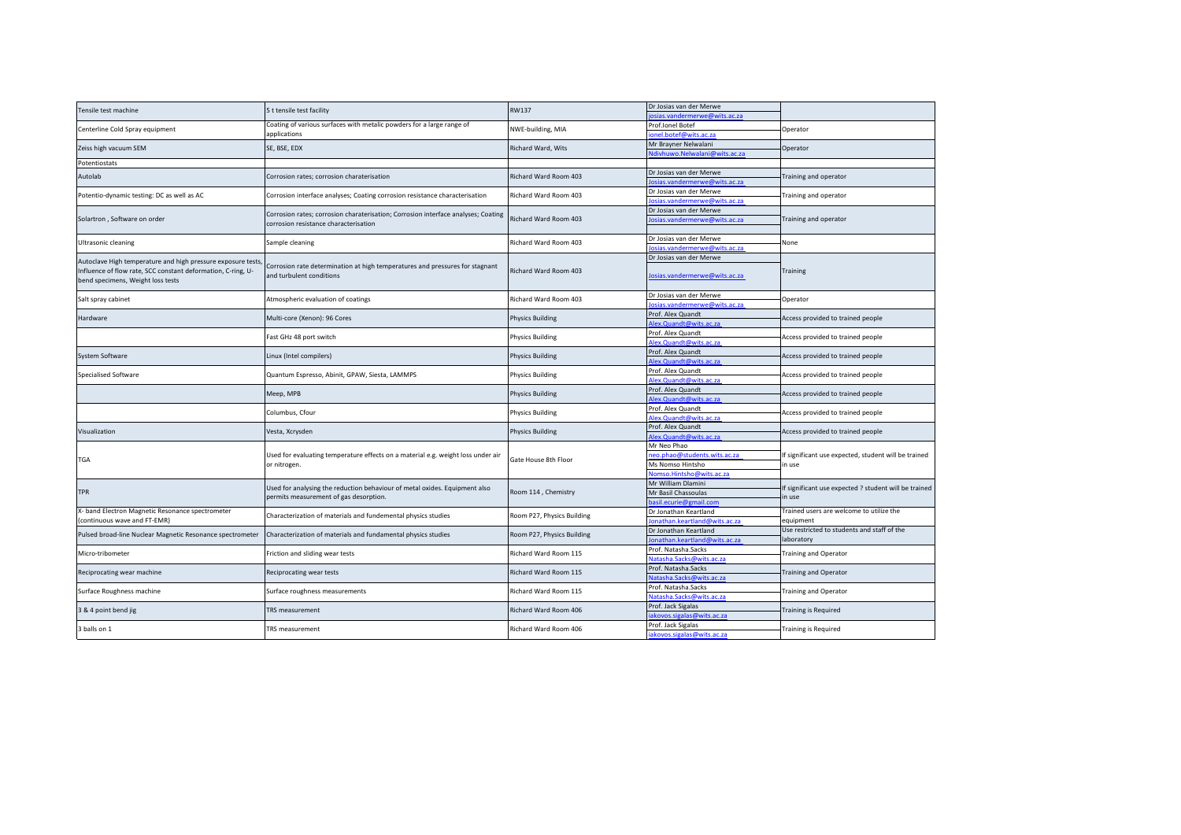| | | | | |
|---|---|---|---|---|
| Tensile test machine | 5 t tensile test facility | RW137 | Dr Josias van der Merwe josias.vandermerwe@wits.ac.za | |
| Centerline Cold Spray equipment | Coating of various surfaces with metalic powders for a large range of applications | NWE-building, MIA | Prof.Ionel Botef ionel.botef@wits.ac.za | Operator |
| Zeiss high vacuum SEM | SE, BSE, EDX | Richard Ward, Wits | Mr Brayner Nelwalani Ndivhuwo.Nelwalani@wits.ac.za | Operator |
| Potentiostats | | | | |
| Autolab | Corrosion rates; corrosion charaterisation | Richard Ward Room 403 | Dr Josias van der Merwe Josias.vandermerwe@wits.ac.za | Training and operator |
| Potentio-dynamic testing: DC as well as AC | Corrosion interface analyses; Coating corrosion resistance characterisation | Richard Ward Room 403 | Dr Josias van der Merwe Josias.vandermerwe@wits.ac.za | Training and operator |
| Solartron , Software on order | Corrosion rates; corrosion charaterisation; Corrosion interface analyses; Coating corrosion resistance characterisation | Richard Ward Room 403 | Dr Josias van der Merwe Josias.vandermerwe@wits.ac.za | Training and operator |
| Ultrasonic cleaning | Sample cleaning | Richard Ward Room 403 | Dr Josias van der Merwe Josias.vandermerwe@wits.ac.za | None |
| Autoclave High temperature and high pressure exposure tests, Influence of flow rate, SCC constant deformation, C-ring, U-bend specimens, Weight loss tests | Corrosion rate determination at high temperatures and pressures for stagnant and turbulent conditions | Richard Ward Room 403 | Dr Josias van der Merwe Josias.vandermerwe@wits.ac.za | Training |
| Salt spray cabinet | Atmospheric evaluation of coatings | Richard Ward Room 403 | Dr Josias van der Merwe Josias.vandermerwe@wits.ac.za | Operator |
| Hardware | Multi-core (Xenon): 96 Cores | Physics Building | Prof. Alex Quandt Alex.Quandt@wits.ac.za | Access provided to trained people |
| | Fast GHz 48 port switch | Physics Building | Prof. Alex Quandt Alex.Quandt@wits.ac.za | Access provided to trained people |
| System Software | Linux (Intel compilers) | Physics Building | Prof. Alex Quandt Alex.Quandt@wits.ac.za | Access provided to trained people |
| Specialised Software | Quantum Espresso, Abinit, GPAW, Siesta, LAMMPS | Physics Building | Prof. Alex Quandt Alex.Quandt@wits.ac.za | Access provided to trained people |
| | Meep, MPB | Physics Building | Prof. Alex Quandt Alex.Quandt@wits.ac.za | Access provided to trained people |
| | Columbus, Cfour | Physics Building | Prof. Alex Quandt Alex.Quandt@wits.ac.za | Access provided to trained people |
| Visualization | Vesta, Xcrysden | Physics Building | Prof. Alex Quandt Alex.Quandt@wits.ac.za | Access provided to trained people |
| TGA | Used for evaluating temperature effects on a material e.g. weight loss under air or nitrogen. | Gate House 8th Floor | Mr Neo Phao neo.phao@students.wits.ac.za Ms Nomso Hintsho Nomso.Hintsho@wits.ac.za | If significant use expected, student will be trained in use |
| TPR | Used for analysing the reduction behaviour of metal oxides. Equipment also permits measurement of gas desorption. | Room 114 , Chemistry | Mr William Dlamini Mr Basil Chassoulas basil.ecurie@gmail.com | If significant use expected ? student will be trained in use |
| X- band Electron Magnetic Resonance spectrometer (continuous wave and FT-EMR) | Characterization of materials and fundemental physics studies | Room P27, Physics Building | Dr Jonathan Keartland Jonathan.keartland@wits.ac.za | Trained users are welcome to utilize the equipment |
| Pulsed broad-line Nuclear Magnetic Resonance spectrometer | Characterization of materials and fundamental physics studies | Room P27, Physics Building | Dr Jonathan Keartland Jonathan.keartland@wits.ac.za | Use restricted to students and staff of the laboratory |
| Micro-tribometer | Friction and sliding wear tests | Richard Ward Room 115 | Prof. Natasha.Sacks Natasha.Sacks@wits.ac.za | Training and Operator |
| Reciprocating wear machine | Reciprocating wear tests | Richard Ward Room 115 | Prof. Natasha.Sacks Natasha.Sacks@wits.ac.za | Training and Operator |
| Surface Roughness machine | Surface roughness measurements | Richard Ward Room 115 | Prof. Natasha.Sacks Natasha.Sacks@wits.ac.za | Training and Operator |
| 3 & 4 point bend jig | TRS measurement | Richard Ward Room 406 | Prof. Jack Sigalas iakovos.sigalas@wits.ac.za | Training is Required |
| 3 balls on 1 | TRS measurement | Richard Ward Room 406 | Prof. Jack Sigalas iakovos.sigalas@wits.ac.za | Training is Required |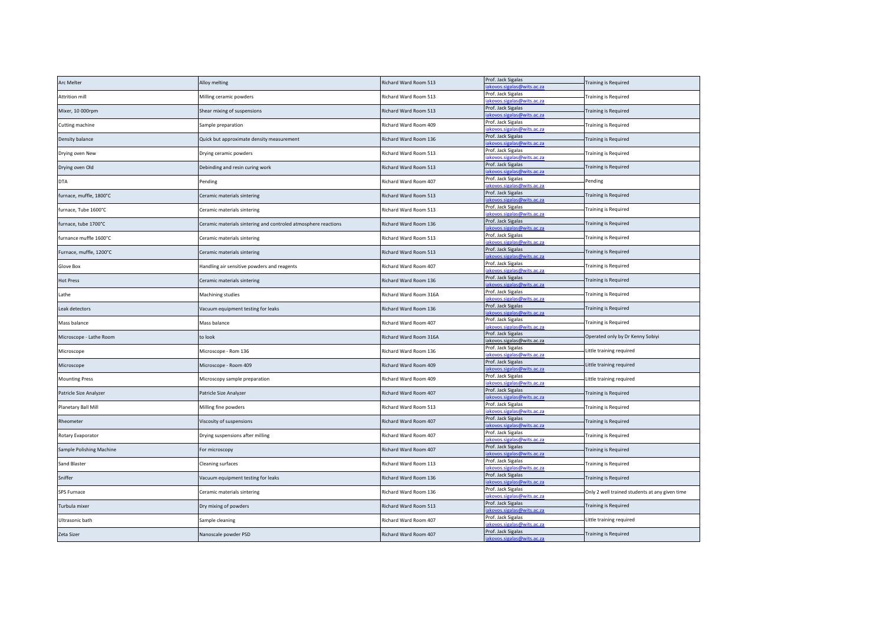| | | | | |
|---|---|---|---|---|
| Arc Melter | Alloy melting | Richard Ward Room 513 | Prof. Jack Sigalas iakovos.sigalas@wits.ac.za | Training is Required |
| Attrition mill | Milling ceramic powders | Richard Ward Room 513 | Prof. Jack Sigalas iakovos.sigalas@wits.ac.za | Training is Required |
| Mixer, 10 000rpm | Shear mixing of suspensions | Richard Ward Room 513 | Prof. Jack Sigalas iakovos.sigalas@wits.ac.za | Training is Required |
| Cutting machine | Sample preparation | Richard Ward Room 409 | Prof. Jack Sigalas iakovos.sigalas@wits.ac.za | Training is Required |
| Density balance | Quick but approximate density measurement | Richard Ward Room 136 | Prof. Jack Sigalas iakovos.sigalas@wits.ac.za | Training is Required |
| Drying oven New | Drying ceramic powders | Richard Ward Room 513 | Prof. Jack Sigalas iakovos.sigalas@wits.ac.za | Training is Required |
| Drying oven Old | Debinding and resin curing work | Richard Ward Room 513 | Prof. Jack Sigalas iakovos.sigalas@wits.ac.za | Training is Required |
| DTA | Pending | Richard Ward Room 407 | Prof. Jack Sigalas iakovos.sigalas@wits.ac.za | Pending |
| furnace, muffle, 1800°C | Ceramic materials sintering | Richard Ward Room 513 | Prof. Jack Sigalas iakovos.sigalas@wits.ac.za | Training is Required |
| furnace, Tube 1600°C | Ceramic materials sintering | Richard Ward Room 513 | Prof. Jack Sigalas iakovos.sigalas@wits.ac.za | Training is Required |
| furnace, tube 1700°C | Ceramic materials sintering and controled atmosphere reactions | Richard Ward Room 136 | Prof. Jack Sigalas iakovos.sigalas@wits.ac.za | Training is Required |
| furnnace muffle 1600°C | Ceramic materials sintering | Richard Ward Room 513 | Prof. Jack Sigalas iakovos.sigalas@wits.ac.za | Training is Required |
| Furnace, muffle, 1200°C | Ceramic materials sintering | Richard Ward Room 513 | Prof. Jack Sigalas iakovos.sigalas@wits.ac.za | Training is Required |
| Glove Box | Handling air sensitive powders and reagents | Richard Ward Room 407 | Prof. Jack Sigalas iakovos.sigalas@wits.ac.za | Training is Required |
| Hot Press | Ceramic materials sintering | Richard Ward Room 136 | Prof. Jack Sigalas iakovos.sigalas@wits.ac.za | Training is Required |
| Lathe | Machining studies | Richard Ward Room 316A | Prof. Jack Sigalas iakovos.sigalas@wits.ac.za | Training is Required |
| Leak detectors | Vacuum equipment testing for leaks | Richard Ward Room 136 | Prof. Jack Sigalas iakovos.sigalas@wits.ac.za | Training is Required |
| Mass balance | Mass balance | Richard Ward Room 407 | Prof. Jack Sigalas iakovos.sigalas@wits.ac.za | Training is Required |
| Microscope - Lathe Room | to look | Richard Ward Room 316A | Prof. Jack Sigalas iakovos.sigalas@wits.ac.za | Operated only by Dr Kenny Sobiyi |
| Microscope | Microscope - Rom 136 | Richard Ward Room 136 | Prof. Jack Sigalas iakovos.sigalas@wits.ac.za | Little training required |
| Microscope | Microscope - Room 409 | Richard Ward Room 409 | Prof. Jack Sigalas iakovos.sigalas@wits.ac.za | Little training required |
| Mounting Press | Microscopy sample preparation | Richard Ward Room 409 | Prof. Jack Sigalas iakovos.sigalas@wits.ac.za | Little training required |
| Patricle Size Analyzer | Patricle Size Analyzer | Richard Ward Room 407 | Prof. Jack Sigalas iakovos.sigalas@wits.ac.za | Training is Required |
| Planetary Ball Mill | Milling fine powders | Richard Ward Room 513 | Prof. Jack Sigalas iakovos.sigalas@wits.ac.za | Training is Required |
| Rheometer | Viscosity of suspensions | Richard Ward Room 407 | Prof. Jack Sigalas iakovos.sigalas@wits.ac.za | Training is Required |
| Rotary Evaporator | Drying suspensions after milling | Richard Ward Room 407 | Prof. Jack Sigalas iakovos.sigalas@wits.ac.za | Training is Required |
| Sample Polishing Machine | For microscopy | Richard Ward Room 407 | Prof. Jack Sigalas iakovos.sigalas@wits.ac.za | Training is Required |
| Sand Blaster | Cleaning surfaces | Richard Ward Room 113 | Prof. Jack Sigalas iakovos.sigalas@wits.ac.za | Training is Required |
| Sniffer | Vacuum equipment testing for leaks | Richard Ward Room 136 | Prof. Jack Sigalas iakovos.sigalas@wits.ac.za | Training is Required |
| SPS Furnace | Ceramic materials sintering | Richard Ward Room 136 | Prof. Jack Sigalas iakovos.sigalas@wits.ac.za | Only 2 well trained students at any given time |
| Turbula mixer | Dry mixing of powders | Richard Ward Room 513 | Prof. Jack Sigalas iakovos.sigalas@wits.ac.za | Training is Required |
| Ultrasonic bath | Sample cleaning | Richard Ward Room 407 | Prof. Jack Sigalas iakovos.sigalas@wits.ac.za | Little training required |
| Zeta Sizer | Nanoscale powder PSD | Richard Ward Room 407 | Prof. Jack Sigalas iakovos.sigalas@wits.ac.za | Training is Required |